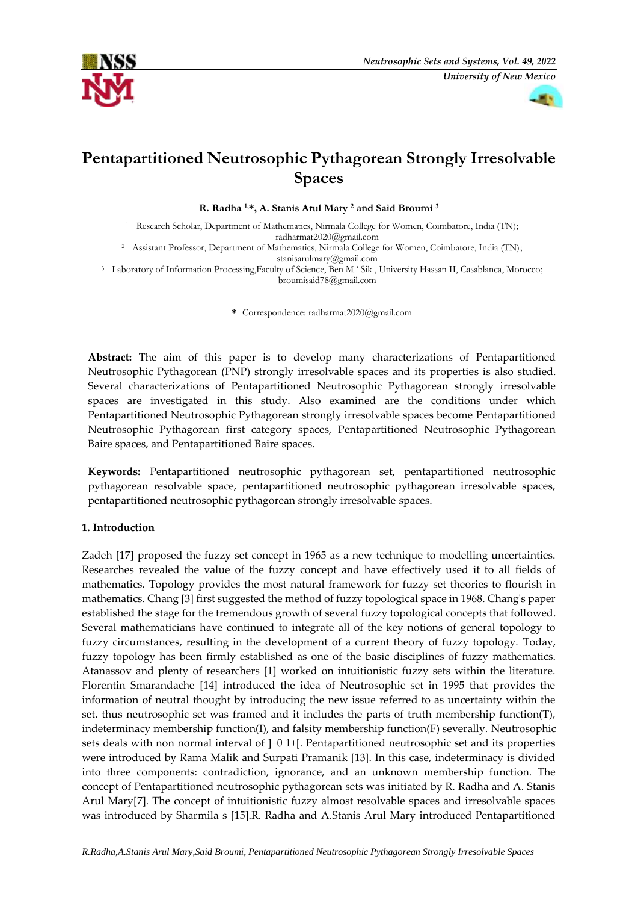# Pentapartitioned Neutrosophic Pythagorean Strongly Irresolvable Spaces

**R. Radha [1,*], A. Stanis Arul Mary [2] and Said Broumi [3]**

[1] Research Scholar, Department of Mathematics, Nirmala College for Women, Coimbatore, India (TN); radharmat2020@gmail.com

[2] Assistant Professor, Department of Mathematics, Nirmala College for Women, Coimbatore, India (TN); stanisarulmary@gmail.com

[3] Laboratory of Information Processing,Faculty of Science, Ben M ' Sik , University Hassan II, Casablanca, Morocco; broumisaid78@gmail.com

\* Correspondence: radharmat2020@gmail.com

**Abstract:** The aim of this paper is to develop many characterizations of Pentapartitioned Neutrosophic Pythagorean (PNP) strongly irresolvable spaces and its properties is also studied. Several characterizations of Pentapartitioned Neutrosophic Pythagorean strongly irresolvable spaces are investigated in this study. Also examined are the conditions under which Pentapartitioned Neutrosophic Pythagorean strongly irresolvable spaces become Pentapartitioned Neutrosophic Pythagorean first category spaces, Pentapartitioned Neutrosophic Pythagorean Baire spaces, and Pentapartitioned Baire spaces.

**Keywords:** Pentapartitioned neutrosophic pythagorean set, pentapartitioned neutrosophic pythagorean resolvable space, pentapartitioned neutrosophic pythagorean irresolvable spaces, pentapartitioned neutrosophic pythagorean strongly irresolvable spaces.

## 1. Introduction

Zadeh [17] proposed the fuzzy set concept in 1965 as a new technique to modelling uncertainties. Researches revealed the value of the fuzzy concept and have effectively used it to all fields of mathematics. Topology provides the most natural framework for fuzzy set theories to flourish in mathematics. Chang [3] first suggested the method of fuzzy topological space in 1968. Chang's paper established the stage for the tremendous growth of several fuzzy topological concepts that followed. Several mathematicians have continued to integrate all of the key notions of general topology to fuzzy circumstances, resulting in the development of a current theory of fuzzy topology. Today, fuzzy topology has been firmly established as one of the basic disciplines of fuzzy mathematics. Atanassov and plenty of researchers [1] worked on intuitionistic fuzzy sets within the literature. Florentin Smarandache [14] introduced the idea of Neutrosophic set in 1995 that provides the information of neutral thought by introducing the new issue referred to as uncertainty within the set. thus neutrosophic set was framed and it includes the parts of truth membership function(T), indeterminacy membership function(I), and falsity membership function(F) severally. Neutrosophic sets deals with non normal interval of ]−0 1+[. Pentapartitioned neutrosophic set and its properties were introduced by Rama Malik and Surpati Pramanik [13]. In this case, indeterminacy is divided into three components: contradiction, ignorance, and an unknown membership function. The concept of Pentapartitioned neutrosophic pythagorean sets was initiated by R. Radha and A. Stanis Arul Mary[7]. The concept of intuitionistic fuzzy almost resolvable spaces and irresolvable spaces was introduced by Sharmila s [15].R. Radha and A.Stanis Arul Mary introduced Pentapartitioned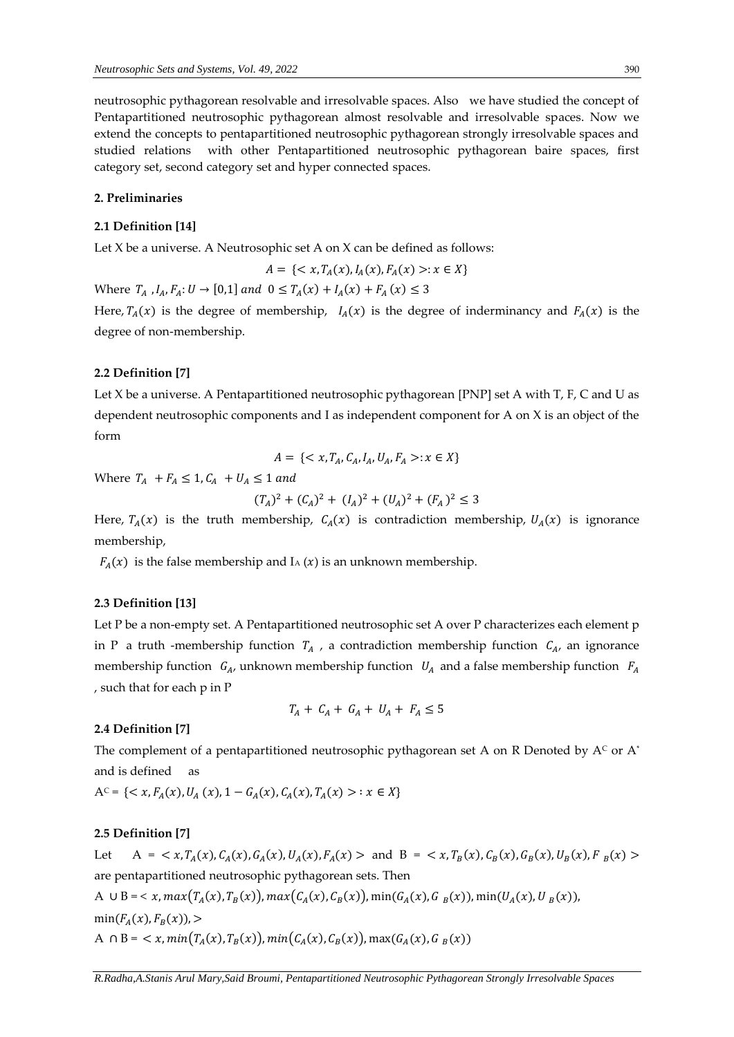neutrosophic pythagorean resolvable and irresolvable spaces. Also we have studied the concept of Pentapartitioned neutrosophic pythagorean almost resolvable and irresolvable spaces. Now we extend the concepts to pentapartitioned neutrosophic pythagorean strongly irresolvable spaces and studied relations with other Pentapartitioned neutrosophic pythagorean baire spaces, first category set, second category set and hyper connected spaces.

## 2. Preliminaries

### 2.1 Definition [14]

Let X be a universe. A Neutrosophic set A on X can be defined as follows:

$$A = \{< x, T_A(x), I_A(x), F_A(x) >: x \in X\}$$

Where $T_A, I_A, F_A: U \to [0,1]$ and $0 \leq T_A(x) + I_A(x) + F_A(x) \leq 3$

Here, $T_A(x)$ is the degree of membership, $I_A(x)$ is the degree of inderminancy and $F_A(x)$ is the degree of non-membership.

### 2.2 Definition [7]

Let X be a universe. A Pentapartitioned neutrosophic pythagorean [PNP] set A with T, F, C and U as dependent neutrosophic components and I as independent component for A on X is an object of the form

$$A = \{< x, T_A, C_A, I_A, U_A, F_A >: x \in X\}$$

Where $T_A + F_A \leq 1, C_A + U_A \leq 1$ and

$$(T_A)^2 + (C_A)^2 + (I_A)^2 + (U_A)^2 + (F_A)^2 \leq 3$$

Here, $T_A(x)$ is the truth membership, $C_A(x)$ is contradiction membership, $U_A(x)$ is ignorance membership,

$F_A(x)$ is the false membership and $I_A(x)$ is an unknown membership.

### 2.3 Definition [13]

Let P be a non-empty set. A Pentapartitioned neutrosophic set A over P characterizes each element p in P a truth -membership function $T_A$, a contradiction membership function $C_A$, an ignorance membership function $G_A$, unknown membership function $U_A$ and a false membership function $F_A$, such that for each p in P

$$T_A + C_A + G_A + U_A + F_A \leq 5$$

### 2.4 Definition [7]

The complement of a pentapartitioned neutrosophic pythagorean set A on R Denoted by $A^C$ or $A^*$ and is defined as

$A^C = \{< x, F_A(x), U_A(x), 1 - G_A(x), C_A(x), T_A(x) > : x \in X\}$

### 2.5 Definition [7]

Let $A = < x, T_A(x), C_A(x), G_A(x), U_A(x), F_A(x) >$ and $B = < x, T_B(x), C_B(x), G_B(x), U_B(x), F_B(x) >$ are pentapartitioned neutrosophic pythagorean sets. Then

$A \cup B = < x, max(T_A(x), T_B(x)), max(C_A(x), C_B(x)), \min(G_A(x), G_B(x)), \min(U_A(x), U_B(x)),$

$\min(F_A(x), F_B(x)), >$

$A \cap B = < x, min(T_A(x), T_B(x)), min(C_A(x), C_B(x)), \max(G_A(x), G_B(x))$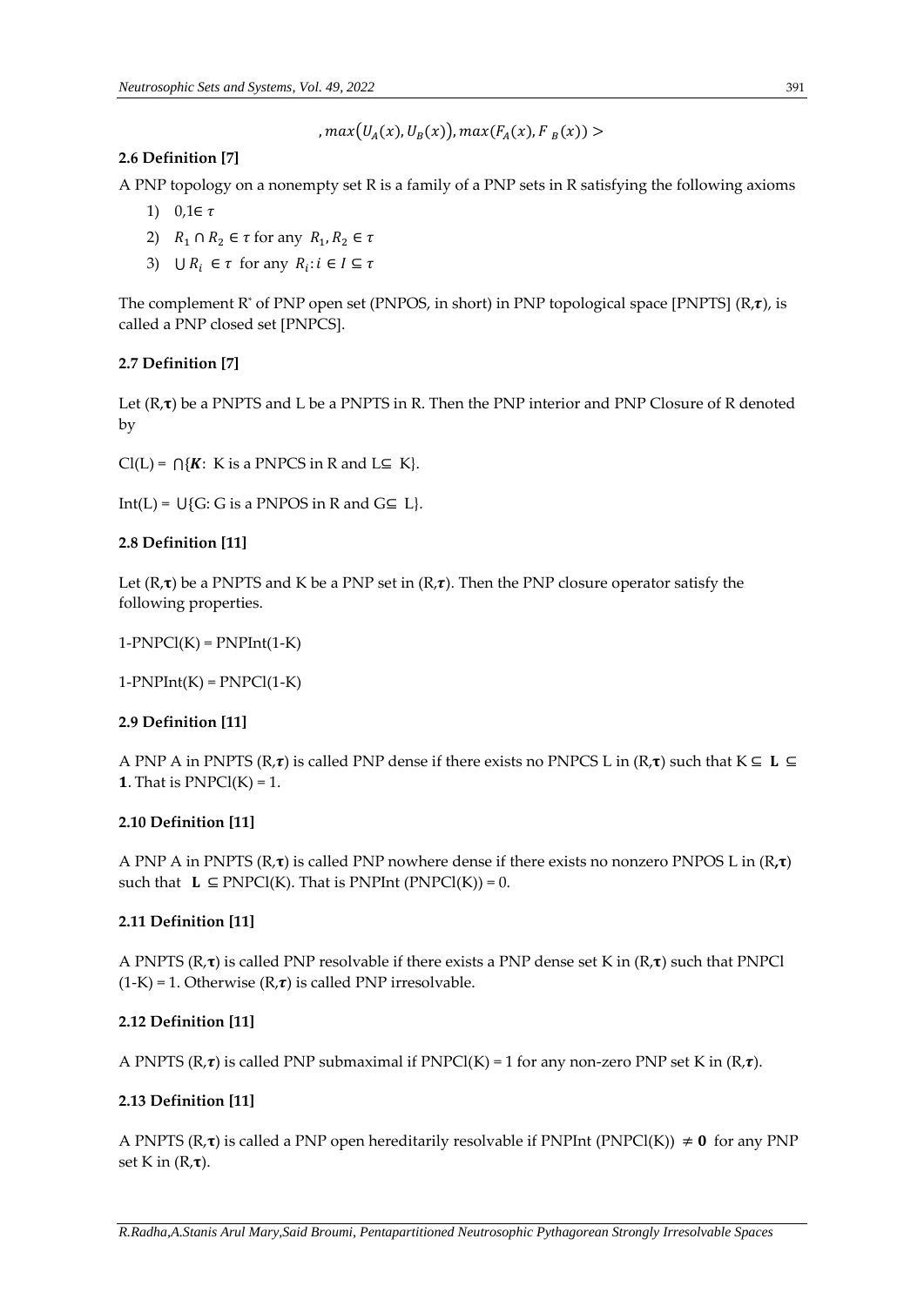$$, max\left(U_A(x), U_B(x)\right), max(F_A(x), F_B(x)) >$$

**2.6 Definition [7]**

A PNP topology on a nonempty set R is a family of a PNP sets in R satisfying the following axioms

1) $0,1 \in \tau$
2) $R_1 \cap R_2 \in \tau$ for any $R_1, R_2 \in \tau$
3) $\bigcup R_i \in \tau$ for any $R_i : i \in I \subseteq \tau$

The complement R* of PNP open set (PNPOS, in short) in PNP topological space [PNPTS] (R,$\tau$), is called a PNP closed set [PNPCS].

**2.7 Definition [7]**

Let (R,$\tau$) be a PNPTS and L be a PNPTS in R. Then the PNP interior and PNP Closure of R denoted by

Cl(L) = $\bigcap\{K$: K is a PNPCS in R and L$\subseteq$ K}.

Int(L) = $\bigcup$\{G: G is a PNPOS in R and G$\subseteq$ L}.

**2.8 Definition [11]**

Let (R,$\tau$) be a PNPTS and K be a PNP set in (R,$\tau$). Then the PNP closure operator satisfy the following properties.

1-PNPCl(K) = PNPInt(1-K)

1-PNPInt(K) = PNPCl(1-K)

**2.9 Definition [11]**

A PNP A in PNPTS (R,$\tau$) is called PNP dense if there exists no PNPCS L in (R,$\tau$) such that K $\subseteq$ **L** $\subseteq$ **1**. That is PNPCl(K) = 1.

**2.10 Definition [11]**

A PNP A in PNPTS (R,$\tau$) is called PNP nowhere dense if there exists no nonzero PNPOS L in (R,$\tau$) such that **L** $\subseteq$ PNPCl(K). That is PNPInt (PNPCl(K)) = 0.

**2.11 Definition [11]**

A PNPTS (R,$\tau$) is called PNP resolvable if there exists a PNP dense set K in (R,$\tau$) such that PNPCl (1-K) = 1. Otherwise (R,$\tau$) is called PNP irresolvable.

**2.12 Definition [11]**

A PNPTS (R,$\tau$) is called PNP submaximal if PNPCl(K) = 1 for any non-zero PNP set K in (R,$\tau$).

**2.13 Definition [11]**

A PNPTS (R,$\tau$) is called a PNP open hereditarily resolvable if PNPInt (PNPCl(K)) $\neq \mathbf{0}$ for any PNP set K in (R,$\tau$).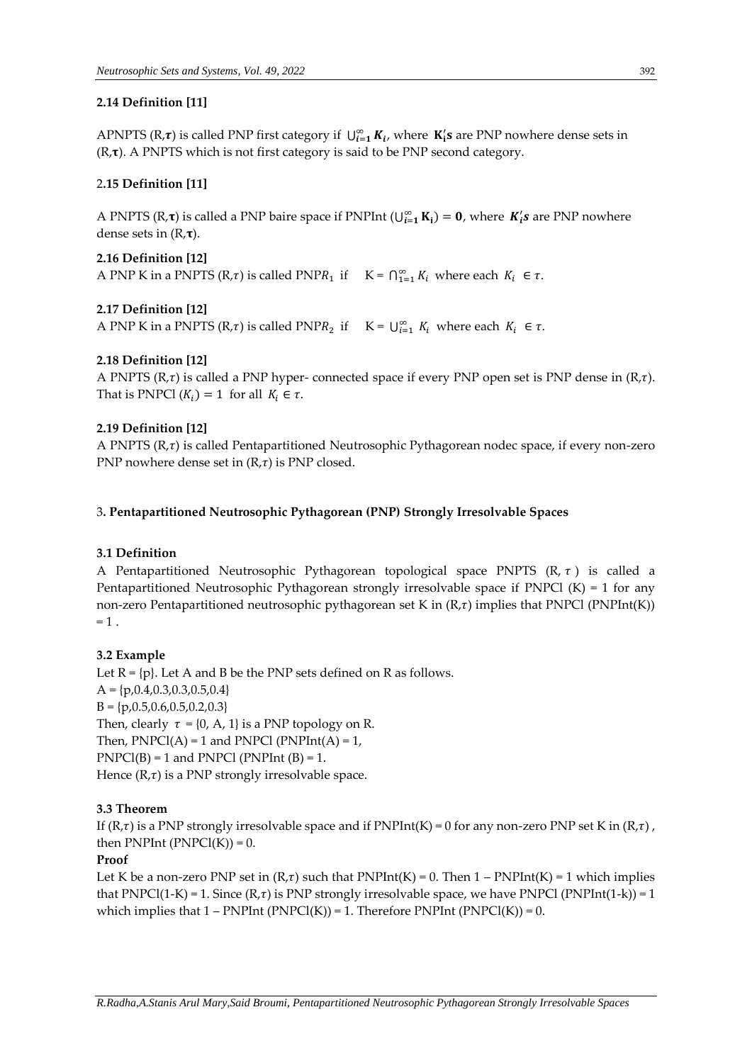### 2.14 Definition [11]

APNPTS (R,$\boldsymbol{\tau}$) is called PNP first category if $\bigcup_{i=1}^{\infty} \boldsymbol{K_i}$, where $\mathbf{K_i'}\boldsymbol{s}$ are PNP nowhere dense sets in (R,$\boldsymbol{\tau}$). A PNPTS which is not first category is said to be PNP second category.

### 2.15 Definition [11]

A PNPTS (R,$\boldsymbol{\tau}$) is called a PNP baire space if PNPInt $(\bigcup_{i=1}^{\infty} \mathbf{K_i}) = \mathbf{0}$, where $\boldsymbol{K_i's}$ are PNP nowhere dense sets in (R,$\boldsymbol{\tau}$).

### 2.16 Definition [12]

A PNP K in a PNPTS (R,$\tau$) is called PNP$R_1$ if K = $\bigcap_{1=1}^{\infty} K_i$ where each $K_i \in \tau$.

### 2.17 Definition [12]

A PNP K in a PNPTS (R,$\tau$) is called PNP$R_2$ if K = $\bigcup_{i=1}^{\infty} K_i$ where each $K_i \in \tau$.

### 2.18 Definition [12]

A PNPTS (R,$\tau$) is called a PNP hyper- connected space if every PNP open set is PNP dense in (R,$\tau$). That is PNPCl $(K_i) = 1$ for all $K_i \in \tau$.

### 2.19 Definition [12]

A PNPTS (R,$\tau$) is called Pentapartitioned Neutrosophic Pythagorean nodec space, if every non-zero PNP nowhere dense set in (R,$\tau$) is PNP closed.

## 3. Pentapartitioned Neutrosophic Pythagorean (PNP) Strongly Irresolvable Spaces

### 3.1 Definition

A Pentapartitioned Neutrosophic Pythagorean topological space PNPTS (R, $\tau$) is called a Pentapartitioned Neutrosophic Pythagorean strongly irresolvable space if PNPCl (K) = 1 for any non-zero Pentapartitioned neutrosophic pythagorean set K in (R,$\tau$) implies that PNPCl (PNPInt(K)) = 1 .

### 3.2 Example

Let R = {p}. Let A and B be the PNP sets defined on R as follows.
A = {p,0.4,0.3,0.3,0.5,0.4}
B = {p,0.5,0.6,0.5,0.2,0.3}
Then, clearly $\tau$ = {0, A, 1} is a PNP topology on R.
Then, PNPCl(A) = 1 and PNPCl (PNPInt(A) = 1,
PNPCl(B) = 1 and PNPCl (PNPInt (B) = 1.
Hence (R,$\tau$) is a PNP strongly irresolvable space.

### 3.3 Theorem

If (R,$\tau$) is a PNP strongly irresolvable space and if PNPInt(K) = 0 for any non-zero PNP set K in (R,$\tau$) , then PNPInt (PNPCl(K)) = 0.

**Proof**

Let K be a non-zero PNP set in (R,$\tau$) such that PNPInt(K) = 0. Then 1 – PNPInt(K) = 1 which implies that PNPCl(1-K) = 1. Since (R,$\tau$) is PNP strongly irresolvable space, we have PNPCl (PNPInt(1-k)) = 1 which implies that 1 – PNPInt (PNPCl(K)) = 1. Therefore PNPInt (PNPCl(K)) = 0.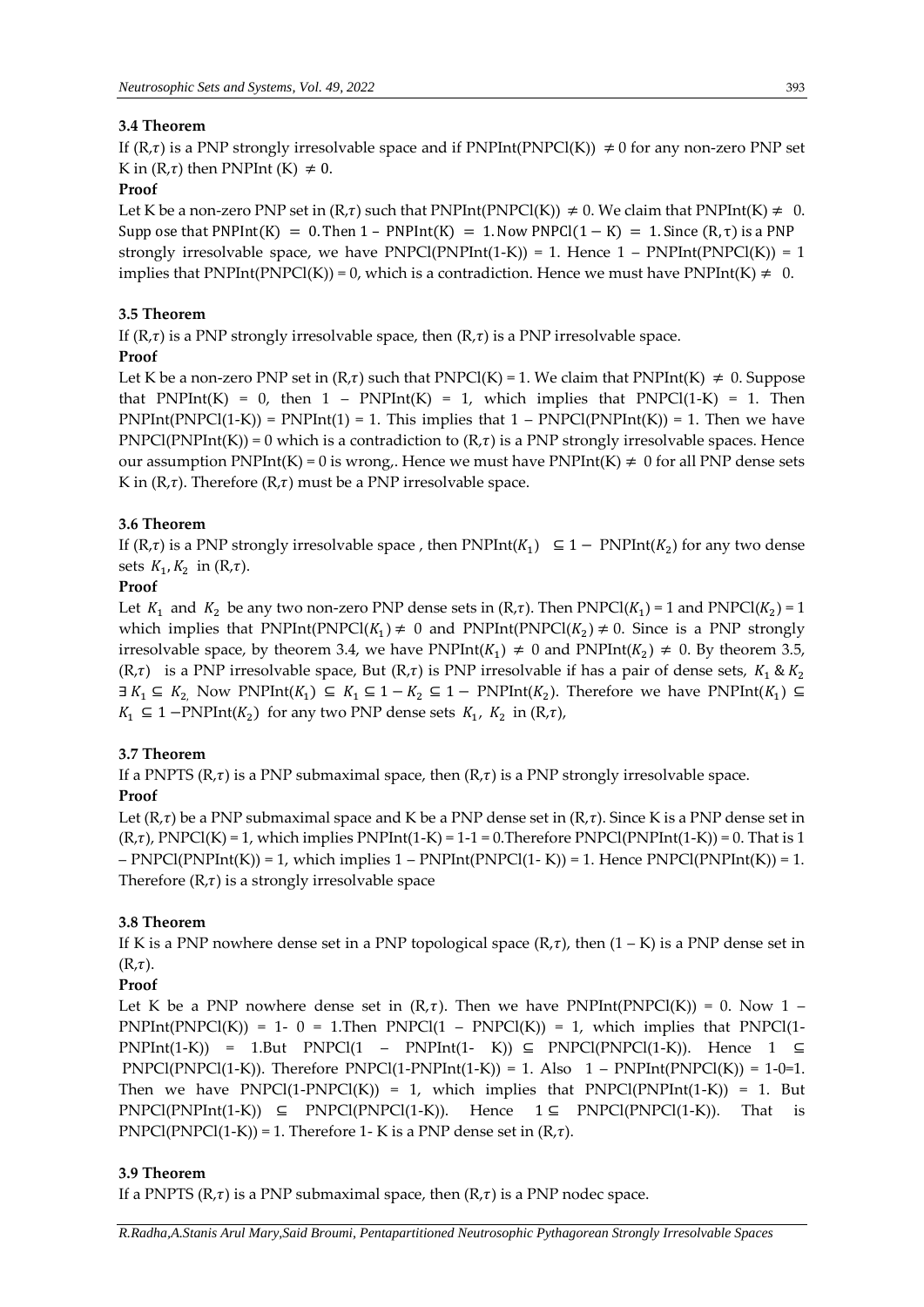### 3.4 Theorem

If (R,$\tau$) is a PNP strongly irresolvable space and if PNPInt(PNPCl(K)) $\neq 0$ for any non-zero PNP set K in (R,$\tau$) then PNPInt (K) $\neq 0$.

**Proof**

Let K be a non-zero PNP set in (R,$\tau$) such that PNPInt(PNPCl(K)) $\neq 0$. We claim that PNPInt(K) $\neq 0$. Supp ose that PNPInt(K) = 0. Then 1 – PNPInt(K) = 1. Now PNPCl(1 – K) = 1. Since (R,$\tau$) is a PNP strongly irresolvable space, we have PNPCl(PNPInt(1-K)) = 1. Hence 1 – PNPInt(PNPCl(K)) = 1 implies that PNPInt(PNPCl(K)) = 0, which is a contradiction. Hence we must have PNPInt(K) $\neq 0$.

### 3.5 Theorem

If (R,$\tau$) is a PNP strongly irresolvable space, then (R,$\tau$) is a PNP irresolvable space.

**Proof**

Let K be a non-zero PNP set in (R,$\tau$) such that PNPCl(K) = 1. We claim that PNPInt(K) $\neq 0$. Suppose that PNPInt(K) = 0, then 1 – PNPInt(K) = 1, which implies that PNPCl(1-K) = 1. Then PNPInt(PNPCl(1-K)) = PNPInt(1) = 1. This implies that 1 – PNPCl(PNPInt(K)) = 1. Then we have PNPCl(PNPInt(K)) = 0 which is a contradiction to (R,$\tau$) is a PNP strongly irresolvable spaces. Hence our assumption PNPInt(K) = 0 is wrong,. Hence we must have PNPInt(K) $\neq 0$ for all PNP dense sets K in (R,$\tau$). Therefore (R,$\tau$) must be a PNP irresolvable space.

### 3.6 Theorem

If (R,$\tau$) is a PNP strongly irresolvable space , then PNPInt($K_1$) $\subseteq 1 -$ PNPInt($K_2$) for any two dense sets $K_1, K_2$ in (R,$\tau$).

**Proof**

Let $K_1$ and $K_2$ be any two non-zero PNP dense sets in (R,$\tau$). Then PNPCl($K_1$) = 1 and PNPCl($K_2$) = 1 which implies that PNPInt(PNPCl($K_1$) $\neq 0$ and PNPInt(PNPCl($K_2$) $\neq 0$. Since is a PNP strongly irresolvable space, by theorem 3.4, we have PNPInt($K_1$) $\neq 0$ and PNPInt($K_2$) $\neq 0$. By theorem 3.5, (R,$\tau$) is a PNP irresolvable space, But (R,$\tau$) is PNP irresolvable if has a pair of dense sets, $K_1$ & $K_2$ $\exists K_1 \subseteq K_2$. Now PNPInt($K_1$) $\subseteq K_1 \subseteq 1 - K_2 \subseteq 1 -$ PNPInt($K_2$). Therefore we have PNPInt($K_1$) $\subseteq K_1 \subseteq 1 -$PNPInt($K_2$) for any two PNP dense sets $K_1$, $K_2$ in (R,$\tau$),

### 3.7 Theorem

If a PNPTS (R,$\tau$) is a PNP submaximal space, then (R,$\tau$) is a PNP strongly irresolvable space.

**Proof**

Let (R,$\tau$) be a PNP submaximal space and K be a PNP dense set in (R,$\tau$). Since K is a PNP dense set in (R,$\tau$), PNPCl(K) = 1, which implies PNPInt(1-K) = 1-1 = 0.Therefore PNPCl(PNPInt(1-K)) = 0. That is 1 – PNPCl(PNPInt(K)) = 1, which implies 1 – PNPInt(PNPCl(1- K)) = 1. Hence PNPCl(PNPInt(K)) = 1. Therefore (R,$\tau$) is a strongly irresolvable space

### 3.8 Theorem

If K is a PNP nowhere dense set in a PNP topological space (R,$\tau$), then (1 – K) is a PNP dense set in (R,$\tau$).

**Proof**

Let K be a PNP nowhere dense set in (R,$\tau$). Then we have PNPInt(PNPCl(K)) = 0. Now 1 – PNPInt(PNPCl(K)) = 1- 0 = 1.Then PNPCl(1 – PNPCl(K)) = 1, which implies that PNPCl(1-PNPInt(1-K)) = 1.But PNPCl(1 – PNPInt(1- K)) $\subseteq$ PNPCl(PNPCl(1-K)). Hence 1 $\subseteq$ PNPCl(PNPCl(1-K)). Therefore PNPCl(1-PNPInt(1-K)) = 1. Also 1 – PNPInt(PNPCl(K)) = 1-0=1. Then we have PNPCl(1-PNPCl(K)) = 1, which implies that PNPCl(PNPInt(1-K)) = 1. But PNPCl(PNPInt(1-K)) $\subseteq$ PNPCl(PNPCl(1-K)). Hence 1 $\subseteq$ PNPCl(PNPCl(1-K)). That is PNPCl(PNPCl(1-K)) = 1. Therefore 1- K is a PNP dense set in (R,$\tau$).

### 3.9 Theorem

If a PNPTS (R,$\tau$) is a PNP submaximal space, then (R,$\tau$) is a PNP nodec space.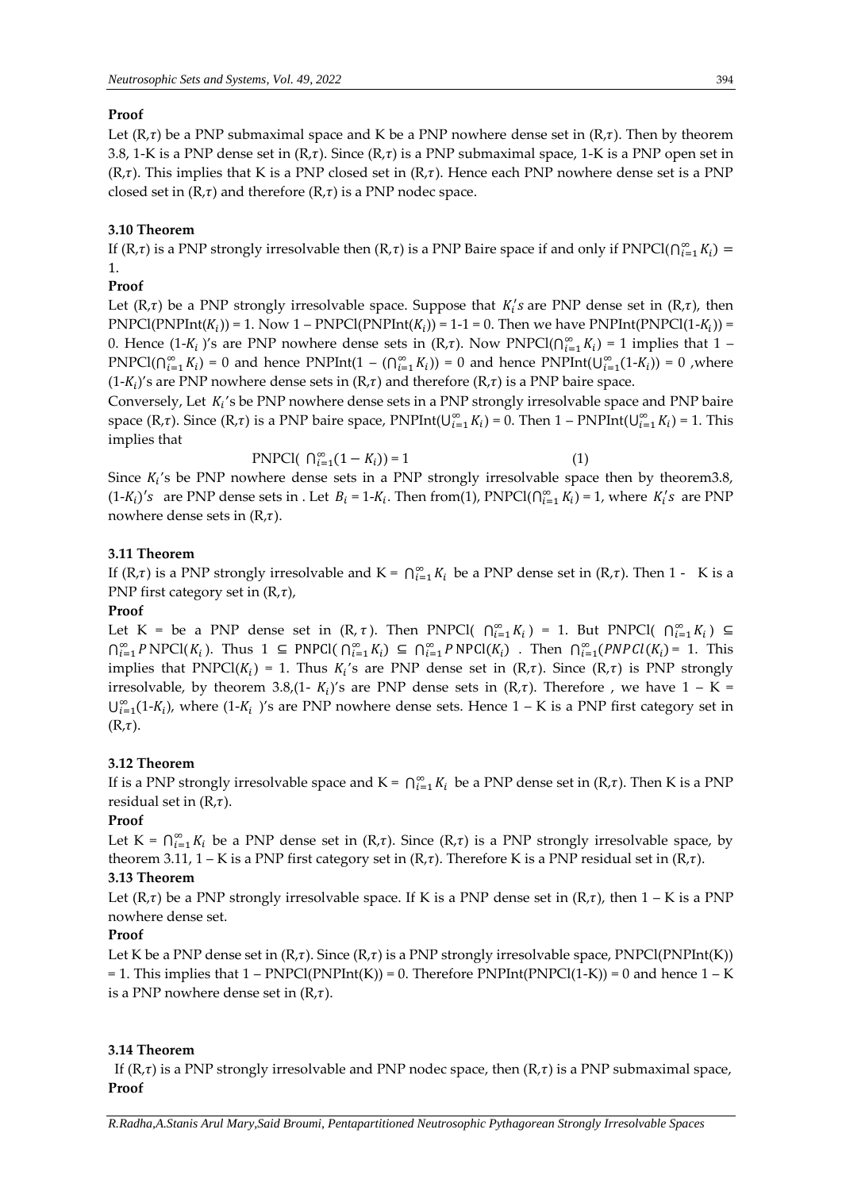**Proof**

Let (R,$\tau$) be a PNP submaximal space and K be a PNP nowhere dense set in (R,$\tau$). Then by theorem 3.8, 1-K is a PNP dense set in (R,$\tau$). Since (R,$\tau$) is a PNP submaximal space, 1-K is a PNP open set in (R,$\tau$). This implies that K is a PNP closed set in (R,$\tau$). Hence each PNP nowhere dense set is a PNP closed set in (R,$\tau$) and therefore (R,$\tau$) is a PNP nodec space.

**3.10 Theorem**

If (R,$\tau$) is a PNP strongly irresolvable then (R,$\tau$) is a PNP Baire space if and only if PNPCl($\bigcap_{i=1}^{\infty} K_i$) = 1.

**Proof**

Let (R,$\tau$) be a PNP strongly irresolvable space. Suppose that $K_i's$ are PNP dense set in (R,$\tau$), then PNPCl(PNPInt($K_i$)) = 1. Now 1 – PNPCl(PNPInt($K_i$)) = 1-1 = 0. Then we have PNPInt(PNPCl(1-$K_i$)) = 0. Hence (1-$K_i$ )'s are PNP nowhere dense sets in (R,$\tau$). Now PNPCl($\bigcap_{i=1}^{\infty} K_i$) = 1 implies that 1 – PNPCl($\bigcap_{i=1}^{\infty} K_i$) = 0 and hence PNPInt(1 – ($\bigcap_{i=1}^{\infty} K_i$)) = 0 and hence PNPInt($\bigcup_{i=1}^{\infty}$(1-$K_i$)) = 0 ,where (1-$K_i$)'s are PNP nowhere dense sets in (R,$\tau$) and therefore (R,$\tau$) is a PNP baire space.

Conversely, Let $K_i$'s be PNP nowhere dense sets in a PNP strongly irresolvable space and PNP baire space (R,$\tau$). Since (R,$\tau$) is a PNP baire space, PNPInt($\bigcup_{i=1}^{\infty} K_i$) = 0. Then 1 – PNPInt($\bigcup_{i=1}^{\infty} K_i$) = 1. This implies that

$$\text{PNPCl}\left(\bigcap_{i=1}^{\infty}(1-K_i)\right) = 1 \qquad (1)$$

Since $K_i$'s be PNP nowhere dense sets in a PNP strongly irresolvable space then by theorem3.8, (1-$K_i$)$'s$ are PNP dense sets in . Let $B_i$ = 1-$K_i$. Then from(1), PNPCl($\bigcap_{i=1}^{\infty} K_i$) = 1, where $K_i's$ are PNP nowhere dense sets in (R,$\tau$).

**3.11 Theorem**

If (R,$\tau$) is a PNP strongly irresolvable and K = $\bigcap_{i=1}^{\infty} K_i$ be a PNP dense set in (R,$\tau$). Then 1 - K is a PNP first category set in (R,$\tau$),

**Proof**

Let K = be a PNP dense set in (R,$\tau$). Then PNPCl( $\bigcap_{i=1}^{\infty} K_i$ ) = 1. But PNPCl( $\bigcap_{i=1}^{\infty} K_i$ ) $\subseteq$ $\bigcap_{i=1}^{\infty} P$NPCl($K_i$). Thus 1 $\subseteq$ PNPCl( $\bigcap_{i=1}^{\infty} K_i$) $\subseteq$ $\bigcap_{i=1}^{\infty} P$NPCl($K_i$) . Then $\bigcap_{i=1}^{\infty}(PNPCl(K_i)$ = 1. This implies that PNPCl($K_i$) = 1. Thus $K_i$'s are PNP dense set in (R,$\tau$). Since (R,$\tau$) is PNP strongly irresolvable, by theorem 3.8,(1- $K_i$)'s are PNP dense sets in (R,$\tau$). Therefore , we have 1 – K = $\bigcup_{i=1}^{\infty}$(1-$K_i$), where (1-$K_i$ )'s are PNP nowhere dense sets. Hence 1 – K is a PNP first category set in (R,$\tau$).

**3.12 Theorem**

If is a PNP strongly irresolvable space and K = $\bigcap_{i=1}^{\infty} K_i$ be a PNP dense set in (R,$\tau$). Then K is a PNP residual set in (R,$\tau$).

**Proof**

Let K = $\bigcap_{i=1}^{\infty} K_i$ be a PNP dense set in (R,$\tau$). Since (R,$\tau$) is a PNP strongly irresolvable space, by theorem 3.11, 1 – K is a PNP first category set in (R,$\tau$). Therefore K is a PNP residual set in (R,$\tau$).

**3.13 Theorem**

Let (R,$\tau$) be a PNP strongly irresolvable space. If K is a PNP dense set in (R,$\tau$), then 1 – K is a PNP nowhere dense set.

**Proof**

Let K be a PNP dense set in (R,$\tau$). Since (R,$\tau$) is a PNP strongly irresolvable space, PNPCl(PNPInt(K)) = 1. This implies that 1 – PNPCl(PNPInt(K)) = 0. Therefore PNPInt(PNPCl(1-K)) = 0 and hence 1 – K is a PNP nowhere dense set in (R,$\tau$).

**3.14 Theorem**

If (R,$\tau$) is a PNP strongly irresolvable and PNP nodec space, then (R,$\tau$) is a PNP submaximal space,

**Proof**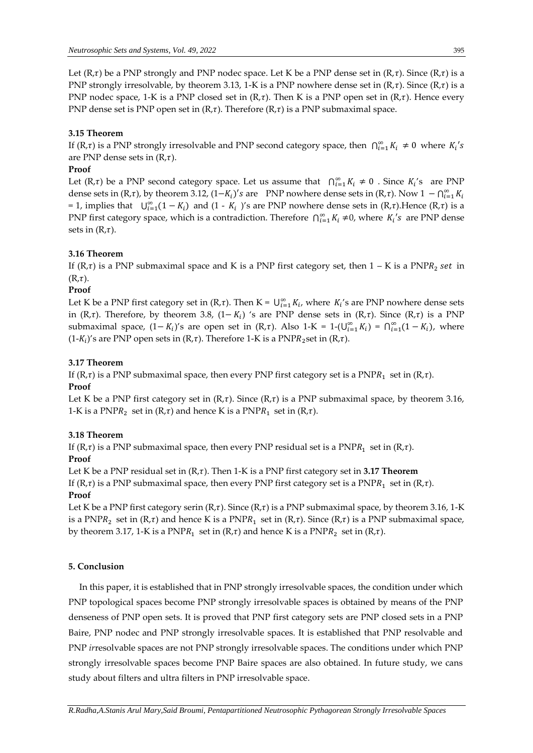Let (R,$\tau$) be a PNP strongly and PNP nodec space. Let K be a PNP dense set in (R,$\tau$). Since (R,$\tau$) is a PNP strongly irresolvable, by theorem 3.13, 1-K is a PNP nowhere dense set in (R,$\tau$). Since (R,$\tau$) is a PNP nodec space, 1-K is a PNP closed set in (R,$\tau$). Then K is a PNP open set in (R,$\tau$). Hence every PNP dense set is PNP open set in (R,$\tau$). Therefore (R,$\tau$) is a PNP submaximal space.

**3.15 Theorem**

If (R,$\tau$) is a PNP strongly irresolvable and PNP second category space, then $\bigcap_{i=1}^{\infty} K_i \neq 0$ where $K_i's$ are PNP dense sets in (R,$\tau$).

**Proof**

Let (R,$\tau$) be a PNP second category space. Let us assume that $\bigcap_{i=1}^{\infty} K_i \neq 0$ . Since $K_i$'s are PNP dense sets in (R,$\tau$), by theorem 3.12, $(1-K_i)'s$ are PNP nowhere dense sets in (R,$\tau$). Now $1 - \bigcap_{i=1}^{\infty} K_i$ = 1, implies that $\bigcup_{i=1}^{\infty}(1 - K_i)$ and (1 - $K_i$ )'s are PNP nowhere dense sets in (R,$\tau$).Hence (R,$\tau$) is a PNP first category space, which is a contradiction. Therefore $\bigcap_{i=1}^{\infty} K_i \neq 0$, where $K_i's$ are PNP dense sets in (R,$\tau$).

**3.16 Theorem**

If (R,$\tau$) is a PNP submaximal space and K is a PNP first category set, then 1 – K is a PNP$R_2$ *set* in (R,$\tau$).

**Proof**

Let K be a PNP first category set in (R,$\tau$). Then K = $\bigcup_{i=1}^{\infty} K_i$, where $K_i$'s are PNP nowhere dense sets in (R,$\tau$). Therefore, by theorem 3.8, $(1- K_i)$ 's are PNP dense sets in (R,$\tau$). Since (R,$\tau$) is a PNP submaximal space, $(1- K_i)$'s are open set in (R,$\tau$). Also 1-K = 1-($\bigcup_{i=1}^{\infty} K_i$) = $\bigcap_{i=1}^{\infty}(1 - K_i)$, where (1-$K_i$)'s are PNP open sets in (R,$\tau$). Therefore 1-K is a PNP$R_2$set in (R,$\tau$).

**3.17 Theorem**

If (R,$\tau$) is a PNP submaximal space, then every PNP first category set is a PNP$R_1$ set in (R,$\tau$).

**Proof**

Let K be a PNP first category set in (R,$\tau$). Since (R,$\tau$) is a PNP submaximal space, by theorem 3.16, 1-K is a PNP$R_2$ set in (R,$\tau$) and hence K is a PNP$R_1$ set in (R,$\tau$).

**3.18 Theorem**

If (R,$\tau$) is a PNP submaximal space, then every PNP residual set is a PNP$R_1$ set in (R,$\tau$).

**Proof**

Let K be a PNP residual set in (R,$\tau$). Then 1-K is a PNP first category set in **3.17 Theorem**

If (R,$\tau$) is a PNP submaximal space, then every PNP first category set is a PNP$R_1$ set in (R,$\tau$).

**Proof**

Let K be a PNP first category serin (R,$\tau$). Since (R,$\tau$) is a PNP submaximal space, by theorem 3.16, 1-K is a PNP$R_2$ set in (R,$\tau$) and hence K is a PNP$R_1$ set in (R,$\tau$). Since (R,$\tau$) is a PNP submaximal space, by theorem 3.17, 1-K is a PNP$R_1$ set in (R,$\tau$) and hence K is a PNP$R_2$ set in (R,$\tau$).

**5. Conclusion**

In this paper, it is established that in PNP strongly irresolvable spaces, the condition under which PNP topological spaces become PNP strongly irresolvable spaces is obtained by means of the PNP denseness of PNP open sets. It is proved that PNP first category sets are PNP closed sets in a PNP Baire, PNP nodec and PNP strongly irresolvable spaces. It is established that PNP resolvable and PNP *ir*resolvable spaces are not PNP strongly irresolvable spaces. The conditions under which PNP strongly irresolvable spaces become PNP Baire spaces are also obtained. In future study, we cans study about filters and ultra filters in PNP irresolvable space.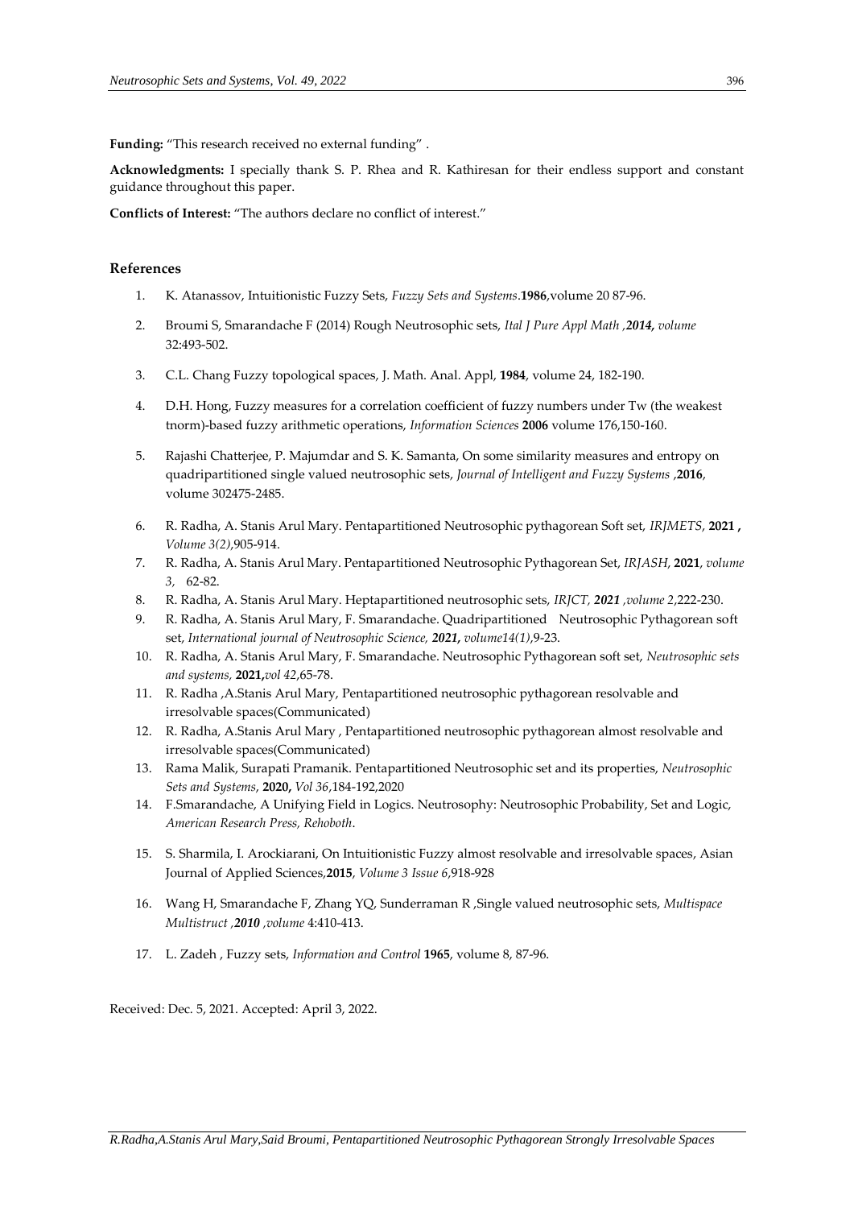**Funding:** "This research received no external funding" .

**Acknowledgments:** I specially thank S. P. Rhea and R. Kathiresan for their endless support and constant guidance throughout this paper.

**Conflicts of Interest:** "The authors declare no conflict of interest."

## References

1. K. Atanassov, Intuitionistic Fuzzy Sets, *Fuzzy Sets and Systems*.**1986**,volume 20 87-96.
2. Broumi S, Smarandache F (2014) Rough Neutrosophic sets, *Ital J Pure Appl Math ,**2014,** volume* 32:493-502.
3. C.L. Chang Fuzzy topological spaces, J. Math. Anal. Appl, **1984**, volume 24, 182-190.
4. D.H. Hong, Fuzzy measures for a correlation coefficient of fuzzy numbers under Tw (the weakest tnorm)-based fuzzy arithmetic operations, *Information Sciences* **2006** volume 176,150-160.
5. Rajashi Chatterjee, P. Majumdar and S. K. Samanta, On some similarity measures and entropy on quadripartitioned single valued neutrosophic sets, *Journal of Intelligent and Fuzzy Systems* ,**2016**, volume 302475-2485.
6. R. Radha, A. Stanis Arul Mary. Pentapartitioned Neutrosophic pythagorean Soft set, *IRJMETS,* **2021 ,** *Volume 3(2)*,905-914.
7. R. Radha, A. Stanis Arul Mary. Pentapartitioned Neutrosophic Pythagorean Set, *IRJASH*, **2021**, *volume 3,* 62-82.
8. R. Radha, A. Stanis Arul Mary. Heptapartitioned neutrosophic sets, *IRJCT, **2021** ,volume 2*,222-230.
9. R. Radha, A. Stanis Arul Mary, F. Smarandache. Quadripartitioned Neutrosophic Pythagorean soft set, *International journal of Neutrosophic Science, **2021,** volume14(1)*,9-23.
10. R. Radha, A. Stanis Arul Mary, F. Smarandache. Neutrosophic Pythagorean soft set, *Neutrosophic sets and systems,* **2021,***vol 42*,65-78.
11. R. Radha ,A.Stanis Arul Mary, Pentapartitioned neutrosophic pythagorean resolvable and irresolvable spaces(Communicated)
12. R. Radha, A.Stanis Arul Mary , Pentapartitioned neutrosophic pythagorean almost resolvable and irresolvable spaces(Communicated)
13. Rama Malik, Surapati Pramanik. Pentapartitioned Neutrosophic set and its properties, *Neutrosophic Sets and Systems*, **2020,** *Vol 36*,184-192,2020
14. F.Smarandache, A Unifying Field in Logics. Neutrosophy: Neutrosophic Probability, Set and Logic, *American Research Press, Rehoboth*.
15. S. Sharmila, I. Arockiarani, On Intuitionistic Fuzzy almost resolvable and irresolvable spaces, Asian Journal of Applied Sciences,**2015**, *Volume 3 Issue 6*,918-928
16. Wang H, Smarandache F, Zhang YQ, Sunderraman R ,Single valued neutrosophic sets, *Multispace Multistruct ,**2010** ,volume* 4:410-413.
17. L. Zadeh , Fuzzy sets, *Information and Control* **1965**, volume 8, 87-96.

Received: Dec. 5, 2021. Accepted: April 3, 2022.